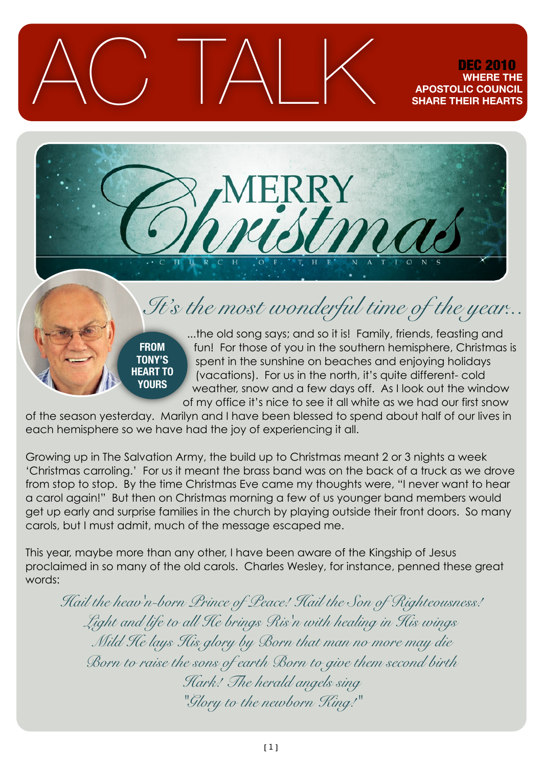# AC TALK

**DEC 2010**
**WHERE THE APOSTOLIC COUNCIL SHARE THEIR HEARTS**

MERRY *Christmas*

CHURCH OF THE NATIONS

## *It's the most wonderful time of the year...*

**FROM TONY'S HEART TO YOURS**

...the old song says; and so it is! Family, friends, feasting and fun! For those of you in the southern hemisphere, Christmas is spent in the sunshine on beaches and enjoying holidays (vacations). For us in the north, it's quite different- cold weather, snow and a few days off. As I look out the window of my office it's nice to see it all white as we had our first snow of the season yesterday. Marilyn and I have been blessed to spend about half of our lives in each hemisphere so we have had the joy of experiencing it all.

Growing up in The Salvation Army, the build up to Christmas meant 2 or 3 nights a week 'Christmas caroling.' For us it meant the brass band was on the back of a truck as we drove from stop to stop. By the time Christmas Eve came my thoughts were, "I never want to hear a carol again!" But then on Christmas morning a few of us younger band members would get up early and surprise families in the church by playing outside their front doors. So many carols, but I must admit, much of the message escaped me.

This year, maybe more than any other, I have been aware of the Kingship of Jesus proclaimed in so many of the old carols. Charles Wesley, for instance, penned these great words:

*Hail the heav'n-born Prince of Peace! Hail the Son of Righteousness!*
*Light and life to all He brings Ris'n with healing in His wings*
*Mild He lays His glory by Born that man no more may die*
*Born to raise the sons of earth Born to give them second birth*
*Hark! The herald angels sing*
*"Glory to the newborn King!"*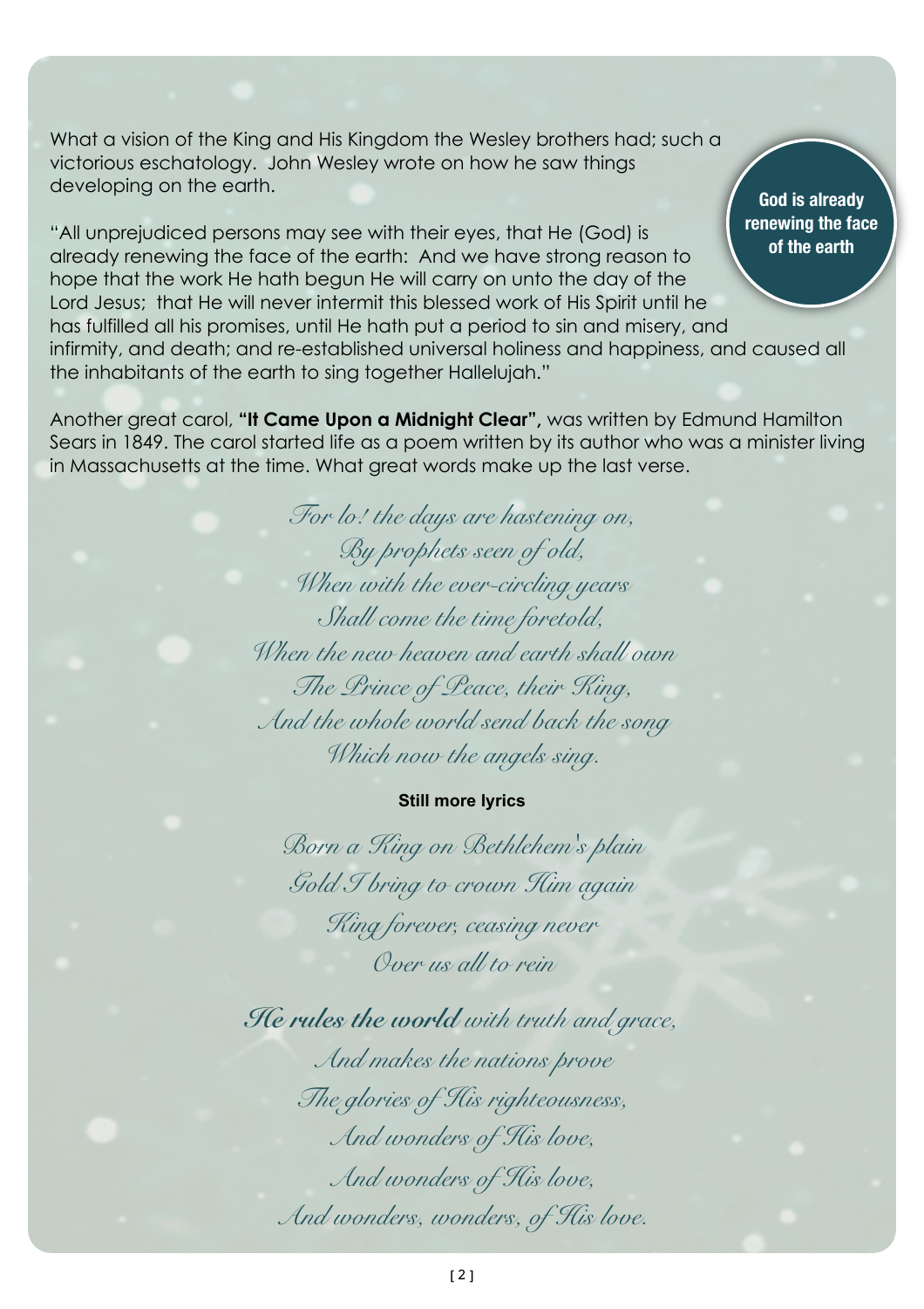What a vision of the King and His Kingdom the Wesley brothers had; such a victorious eschatology. John Wesley wrote on how he saw things developing on the earth.

**God is already renewing the face of the earth**

"All unprejudiced persons may see with their eyes, that He (God) is already renewing the face of the earth: And we have strong reason to hope that the work He hath begun He will carry on unto the day of the Lord Jesus; that He will never intermit this blessed work of His Spirit until he has fulfilled all his promises, until He hath put a period to sin and misery, and infirmity, and death; and re-established universal holiness and happiness, and caused all the inhabitants of the earth to sing together Hallelujah."

Another great carol, **"It Came Upon a Midnight Clear",** was written by Edmund Hamilton Sears in 1849. The carol started life as a poem written by its author who was a minister living in Massachusetts at the time. What great words make up the last verse.

*For lo! the days are hastening on,*
*By prophets seen of old,*
*When with the ever-circling years*
*Shall come the time foretold,*
*When the new heaven and earth shall own*
*The Prince of Peace, their King,*
*And the whole world send back the song*
*Which now the angels sing.*

**Still more lyrics**

*Born a King on Bethlehem's plain*
*Gold I bring to crown Him again*
*King forever, ceasing never*
*Over us all to rein*

***He rules the world*** *with truth and grace,*
*And makes the nations prove*
*The glories of His righteousness,*
*And wonders of His love,*
*And wonders of His love,*
*And wonders, wonders, of His love.*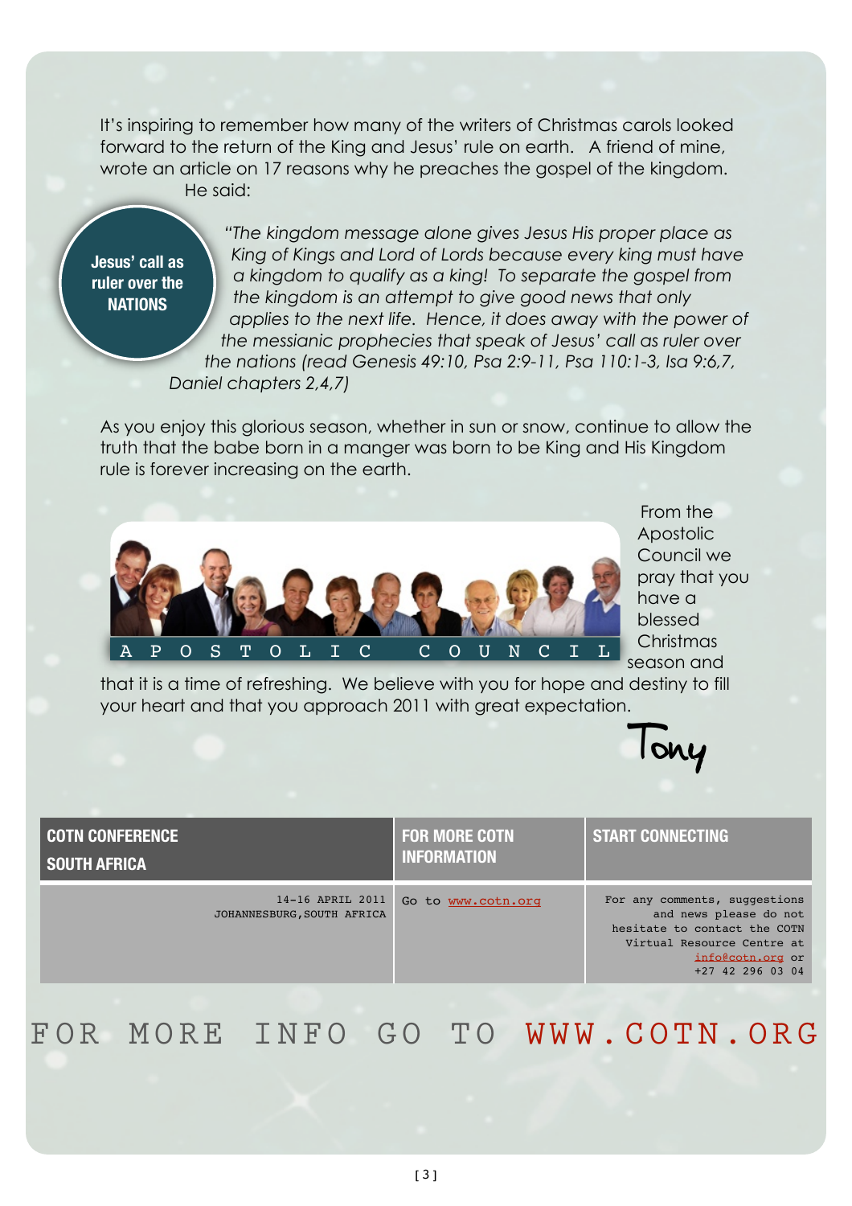It's inspiring to remember how many of the writers of Christmas carols looked forward to the return of the King and Jesus' rule on earth. A friend of mine, wrote an article on 17 reasons why he preaches the gospel of the kingdom. He said:

**Jesus' call as ruler over the NATIONS**

*"The kingdom message alone gives Jesus His proper place as King of Kings and Lord of Lords because every king must have a kingdom to qualify as a king! To separate the gospel from the kingdom is an attempt to give good news that only applies to the next life. Hence, it does away with the power of the messianic prophecies that speak of Jesus' call as ruler over the nations (read Genesis 49:10, Psa 2:9-11, Psa 110:1-3, Isa 9:6,7, Daniel chapters 2,4,7)*

As you enjoy this glorious season, whether in sun or snow, continue to allow the truth that the babe born in a manger was born to be King and His Kingdom rule is forever increasing on the earth.

APOSTOLIC COUNCIL

From the Apostolic Council we pray that you have a blessed Christmas season and that it is a time of refreshing. We believe with you for hope and destiny to fill your heart and that you approach 2011 with great expectation.

Tony

| COTN CONFERENCE SOUTH AFRICA | FOR MORE COTN INFORMATION | START CONNECTING |
|---|---|---|
| 14-16 APRIL 2011 JOHANNESBURG, SOUTH AFRICA | Go to www.cotn.org | For any comments, suggestions and news please do not hesitate to contact the COTN Virtual Resource Centre at info@cotn.org or +27 42 296 03 04 |

FOR MORE INFO GO TO WWW.COTN.ORG